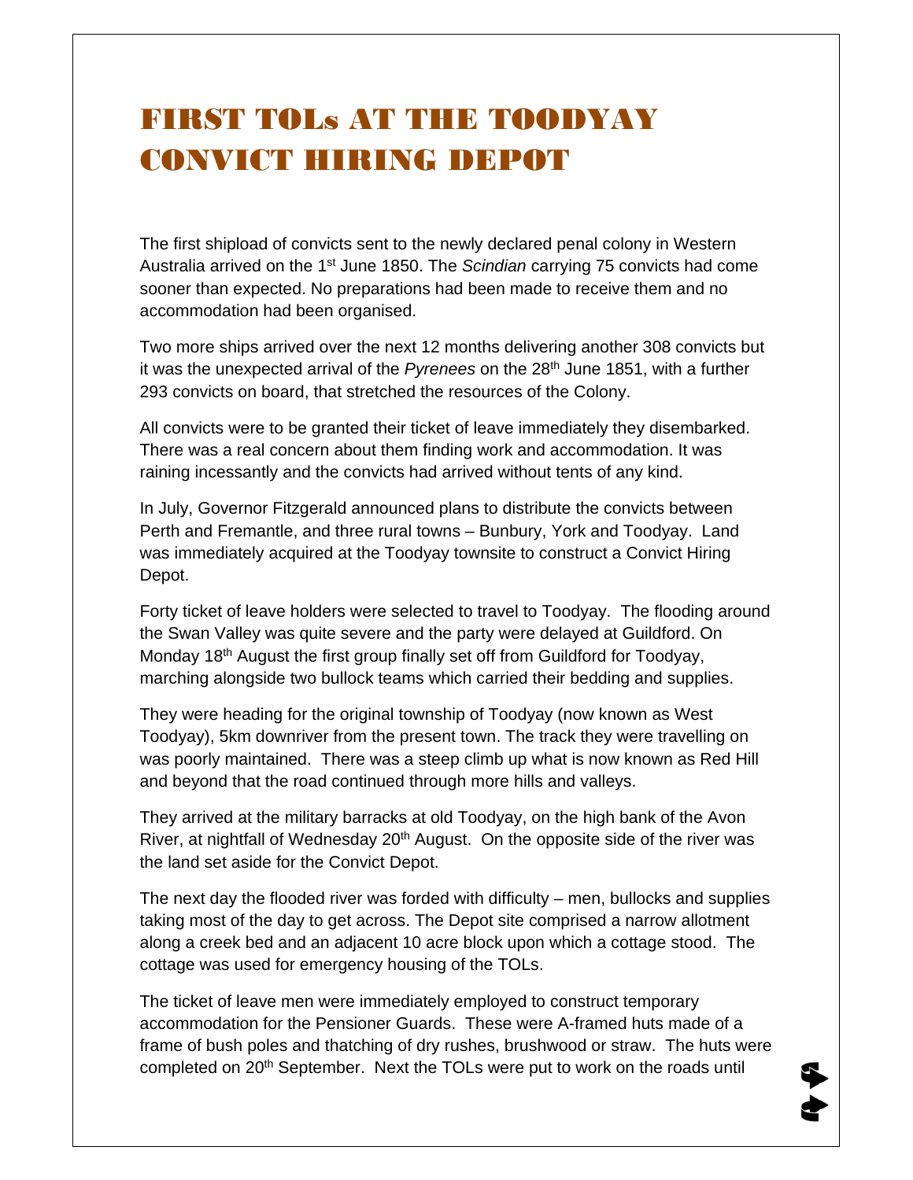# FIRST TOLs AT THE TOODYAY CONVICT HIRING DEPOT

The first shipload of convicts sent to the newly declared penal colony in Western Australia arrived on the 1st June 1850. The *Scindian* carrying 75 convicts had come sooner than expected. No preparations had been made to receive them and no accommodation had been organised.

Two more ships arrived over the next 12 months delivering another 308 convicts but it was the unexpected arrival of the *Pyrenees* on the 28th June 1851, with a further 293 convicts on board, that stretched the resources of the Colony.

All convicts were to be granted their ticket of leave immediately they disembarked. There was a real concern about them finding work and accommodation. It was raining incessantly and the convicts had arrived without tents of any kind.

In July, Governor Fitzgerald announced plans to distribute the convicts between Perth and Fremantle, and three rural towns – Bunbury, York and Toodyay. Land was immediately acquired at the Toodyay townsite to construct a Convict Hiring Depot.

Forty ticket of leave holders were selected to travel to Toodyay. The flooding around the Swan Valley was quite severe and the party were delayed at Guildford. On Monday 18th August the first group finally set off from Guildford for Toodyay, marching alongside two bullock teams which carried their bedding and supplies.

They were heading for the original township of Toodyay (now known as West Toodyay), 5km downriver from the present town. The track they were travelling on was poorly maintained. There was a steep climb up what is now known as Red Hill and beyond that the road continued through more hills and valleys.

They arrived at the military barracks at old Toodyay, on the high bank of the Avon River, at nightfall of Wednesday 20th August. On the opposite side of the river was the land set aside for the Convict Depot.

The next day the flooded river was forded with difficulty – men, bullocks and supplies taking most of the day to get across. The Depot site comprised a narrow allotment along a creek bed and an adjacent 10 acre block upon which a cottage stood. The cottage was used for emergency housing of the TOLs.

The ticket of leave men were immediately employed to construct temporary accommodation for the Pensioner Guards. These were A-framed huts made of a frame of bush poles and thatching of dry rushes, brushwood or straw. The huts were completed on 20th September. Next the TOLs were put to work on the roads until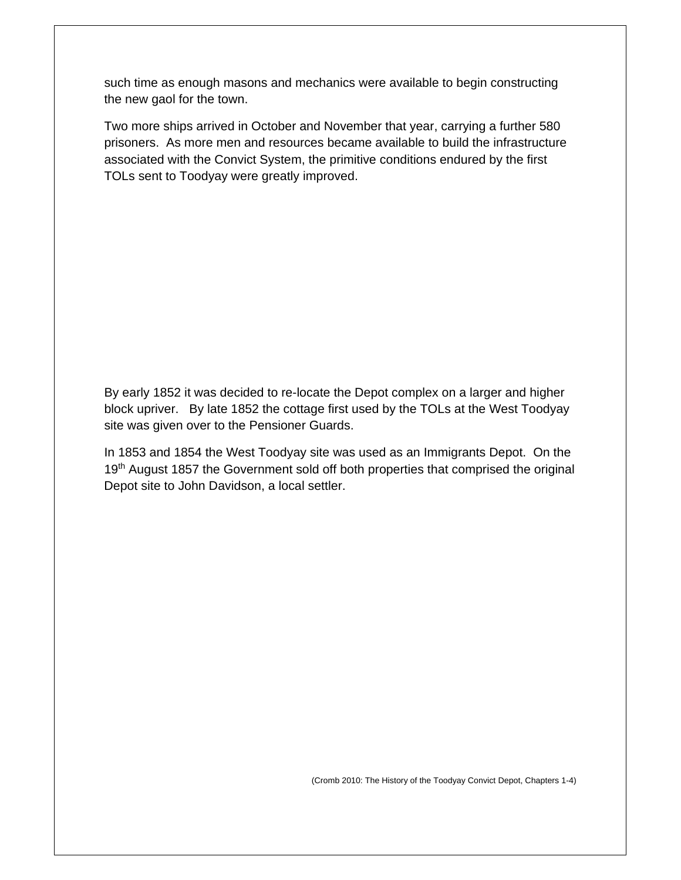such time as enough masons and mechanics were available to begin constructing the new gaol for the town.

Two more ships arrived in October and November that year, carrying a further 580 prisoners. As more men and resources became available to build the infrastructure associated with the Convict System, the primitive conditions endured by the first TOLs sent to Toodyay were greatly improved.

By early 1852 it was decided to re-locate the Depot complex on a larger and higher block upriver. By late 1852 the cottage first used by the TOLs at the West Toodyay site was given over to the Pensioner Guards.

In 1853 and 1854 the West Toodyay site was used as an Immigrants Depot. On the 19th August 1857 the Government sold off both properties that comprised the original Depot site to John Davidson, a local settler.

(Cromb 2010: The History of the Toodyay Convict Depot, Chapters 1-4)